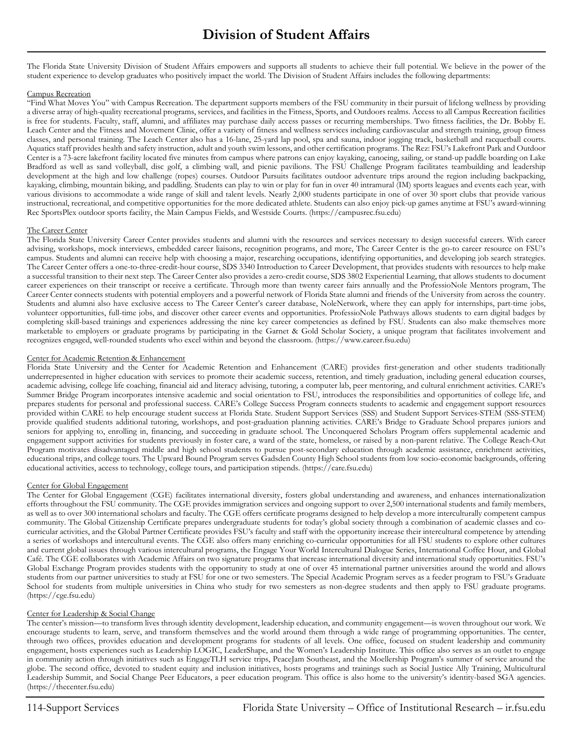# Division of Student Affairs

The Florida State University Division of Student Affairs empowers and supports all students to achieve their full potential. We believe in the power of the student experience to develop graduates who positively impact the world. The Division of Student Affairs includes the following departments:

## Campus Recreation

"Find What Moves You" with Campus Recreation. The department supports members of the FSU community in their pursuit of lifelong wellness by providing a diverse array of high-quality recreational programs, services, and facilities in the Fitness, Sports, and Outdoors realms. Access to all Campus Recreation facilities is free for students. Faculty, staff, alumni, and affiliates may purchase daily access passes or recurring memberships. Two fitness facilities, the Dr. Bobby E. Leach Center and the Fitness and Movement Clinic, offer a variety of fitness and wellness services including cardiovascular and strength training, group fitness classes, and personal training. The Leach Center also has a 16-lane, 25-yard lap pool, spa and sauna, indoor jogging track, basketball and racquetball courts. Aquatics staff provides health and safety instruction, adult and youth swim lessons, and other certification programs. The Rez: FSU's Lakefront Park and Outdoor Center is a 73-acre lakefront facility located five minutes from campus where patrons can enjoy kayaking, canoeing, sailing, or stand-up paddle boarding on Lake Bradford as well as sand volleyball, disc golf, a climbing wall, and picnic pavilions. The FSU Challenge Program facilitates teambuilding and leadership development at the high and low challenge (ropes) courses. Outdoor Pursuits facilitates outdoor adventure trips around the region including backpacking, kayaking, climbing, mountain biking, and paddling. Students can play to win or play for fun in over 40 intramural (IM) sports leagues and events each year, with various divisions to accommodate a wide range of skill and talent levels. Nearly 2,000 students participate in one of over 30 sport clubs that provide various instructional, recreational, and competitive opportunities for the more dedicated athlete. Students can also enjoy pick-up games anytime at FSU's award-winning Rec SportsPlex outdoor sports facility, the Main Campus Fields, and Westside Courts. (https://campusrec.fsu.edu)

## The Career Center

The Florida State University Career Center provides students and alumni with the resources and services necessary to design successful careers. With career advising, workshops, mock interviews, embedded career liaisons, recognition programs, and more, The Career Center is the go-to career resource on FSU's campus. Students and alumni can receive help with choosing a major, researching occupations, identifying opportunities, and developing job search strategies. The Career Center offers a one-to-three-credit-hour course, SDS 3340 Introduction to Career Development, that provides students with resources to help make a successful transition to their next step. The Career Center also provides a zero-credit course, SDS 3802 Experiential Learning, that allows students to document career experiences on their transcript or receive a certificate. Through more than twenty career fairs annually and the ProfessioNole Mentors program, The Career Center connects students with potential employers and a powerful network of Florida State alumni and friends of the University from across the country. Students and alumni also have exclusive access to The Career Center's career database, NoleNetwork, where they can apply for internships, part-time jobs, volunteer opportunities, full-time jobs, and discover other career events and opportunities. ProfessioNole Pathways allows students to earn digital badges by completing skill-based trainings and experiences addressing the nine key career competencies as defined by FSU. Students can also make themselves more marketable to employers or graduate programs by participating in the Garnet & Gold Scholar Society, a unique program that facilitates involvement and recognizes engaged, well-rounded students who excel within and beyond the classroom. (https://www.career.fsu.edu)

## Center for Academic Retention & Enhancement

Florida State University and the Center for Academic Retention and Enhancement (CARE) provides first-generation and other students traditionally underrepresented in higher education with services to promote their academic success, retention, and timely graduation, including general education courses, academic advising, college life coaching, financial aid and literacy advising, tutoring, a computer lab, peer mentoring, and cultural enrichment activities. CARE's Summer Bridge Program incorporates intensive academic and social orientation to FSU, introduces the responsibilities and opportunities of college life, and prepares students for personal and professional success. CARE's College Success Program connects students to academic and engagement support resources provided within CARE to help encourage student success at Florida State. Student Support Services (SSS) and Student Support Services-STEM (SSS-STEM) provide qualified students additional tutoring, workshops, and post-graduation planning activities. CARE's Bridge to Graduate School prepares juniors and seniors for applying to, enrolling in, financing, and succeeding in graduate school. The Unconquered Scholars Program offers supplemental academic and engagement support activities for students previously in foster care, a ward of the state, homeless, or raised by a non-parent relative. The College Reach-Out Program motivates disadvantaged middle and high school students to pursue post-secondary education through academic assistance, enrichment activities, educational trips, and college tours. The Upward Bound Program serves Gadsden County High School students from low socio-economic backgrounds, offering educational activities, access to technology, college tours, and participation stipends. (https://care.fsu.edu)

## Center for Global Engagement

The Center for Global Engagement (CGE) facilitates international diversity, fosters global understanding and awareness, and enhances internationalization efforts throughout the FSU community. The CGE provides immigration services and ongoing support to over 2,500 international students and family members, as well as to over 300 international scholars and faculty. The CGE offers certificate programs designed to help develop a more interculturally competent campus community. The Global Citizenship Certificate prepares undergraduate students for today's global society through a combination of academic classes and co-curricular activities, and the Global Partner Certificate provides FSU's faculty and staff with the opportunity increase their intercultural competence by attending a series of workshops and intercultural events. The CGE also offers many enriching co-curricular opportunities for all FSU students to explore other cultures and current global issues through various intercultural programs, the Engage Your World Intercultural Dialogue Series, International Coffee Hour, and Global Café. The CGE collaborates with Academic Affairs on two signature programs that increase international diversity and international study opportunities. FSU's Global Exchange Program provides students with the opportunity to study at one of over 45 international partner universities around the world and allows students from our partner universities to study at FSU for one or two semesters. The Special Academic Program serves as a feeder program to FSU's Graduate School for students from multiple universities in China who study for two semesters as non-degree students and then apply to FSU graduate programs. (https://cge.fsu.edu)

## Center for Leadership & Social Change

The center's mission—to transform lives through identity development, leadership education, and community engagement—is woven throughout our work. We encourage students to learn, serve, and transform themselves and the world around them through a wide range of programming opportunities. The center, through two offices, provides education and development programs for students of all levels. One office, focused on student leadership and community engagement, hosts experiences such as Leadership LOGIC, LeaderShape, and the Women's Leadership Institute. This office also serves as an outlet to engage in community action through initiatives such as EngageTLH service trips, PeaceJam Southeast, and the Moellership Program's summer of service around the globe. The second office, devoted to student equity and inclusion initiatives, hosts programs and trainings such as Social Justice Ally Training, Multicultural Leadership Summit, and Social Change Peer Educators, a peer education program. This office is also home to the university's identity-based SGA agencies. (https://thecenter.fsu.edu)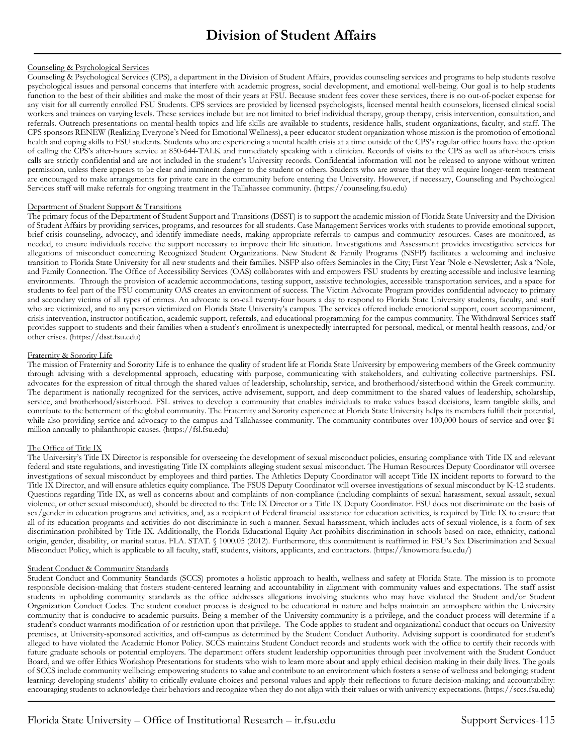# Division of Student Affairs

## Counseling & Psychological Services

Counseling & Psychological Services (CPS), a department in the Division of Student Affairs, provides counseling services and programs to help students resolve psychological issues and personal concerns that interfere with academic progress, social development, and emotional well-being. Our goal is to help students function to the best of their abilities and make the most of their years at FSU. Because student fees cover these services, there is no out-of-pocket expense for any visit for all currently enrolled FSU Students. CPS services are provided by licensed psychologists, licensed mental health counselors, licensed clinical social workers and trainees on varying levels. These services include but are not limited to brief individual therapy, group therapy, crisis intervention, consultation, and referrals. Outreach presentations on mental-health topics and life skills are available to students, residence halls, student organizations, faculty, and staff. The CPS sponsors RENEW (Realizing Everyone's Need for Emotional Wellness), a peer-educator student organization whose mission is the promotion of emotional health and coping skills to FSU students. Students who are experiencing a mental health crisis at a time outside of the CPS's regular office hours have the option of calling the CPS's after-hours service at 850-644-TALK and immediately speaking with a clinician. Records of visits to the CPS as well as after-hours crisis calls are strictly confidential and are not included in the student's University records. Confidential information will not be released to anyone without written permission, unless there appears to be clear and imminent danger to the student or others. Students who are aware that they will require longer-term treatment are encouraged to make arrangements for private care in the community before entering the University. However, if necessary, Counseling and Psychological Services staff will make referrals for ongoing treatment in the Tallahassee community. (https://counseling.fsu.edu)

## Department of Student Support & Transitions

The primary focus of the Department of Student Support and Transitions (DSST) is to support the academic mission of Florida State University and the Division of Student Affairs by providing services, programs, and resources for all students. Case Management Services works with students to provide emotional support, brief crisis counseling, advocacy, and identify immediate needs, making appropriate referrals to campus and community resources. Cases are monitored, as needed, to ensure individuals receive the support necessary to improve their life situation. Investigations and Assessment provides investigative services for allegations of misconduct concerning Recognized Student Organizations. New Student & Family Programs (NSFP) facilitates a welcoming and inclusive transition to Florida State University for all new students and their families. NSFP also offers Seminoles in the City; First Year 'Nole e-Newsletter; Ask a 'Nole, and Family Connection. The Office of Accessibility Services (OAS) collaborates with and empowers FSU students by creating accessible and inclusive learning environments. Through the provision of academic accommodations, testing support, assistive technologies, accessible transportation services, and a space for students to feel part of the FSU community OAS creates an environment of success. The Victim Advocate Program provides confidential advocacy to primary and secondary victims of all types of crimes. An advocate is on-call twenty-four hours a day to respond to Florida State University students, faculty, and staff who are victimized, and to any person victimized on Florida State University's campus. The services offered include emotional support, court accompaniment, crisis intervention, instructor notification, academic support, referrals, and educational programming for the campus community. The Withdrawal Services staff provides support to students and their families when a student's enrollment is unexpectedly interrupted for personal, medical, or mental health reasons, and/or other crises. (https://dsst.fsu.edu)

## Fraternity & Sorority Life

The mission of Fraternity and Sorority Life is to enhance the quality of student life at Florida State University by empowering members of the Greek community through advising with a developmental approach, educating with purpose, communicating with stakeholders, and cultivating collective partnerships. FSL advocates for the expression of ritual through the shared values of leadership, scholarship, service, and brotherhood/sisterhood within the Greek community. The department is nationally recognized for the services, active advisement, support, and deep commitment to the shared values of leadership, scholarship, service, and brotherhood/sisterhood. FSL strives to develop a community that enables individuals to make values based decisions, learn tangible skills, and contribute to the betterment of the global community. The Fraternity and Sorority experience at Florida State University helps its members fulfill their potential, while also providing service and advocacy to the campus and Tallahassee community. The community contributes over 100,000 hours of service and over $1 million annually to philanthropic causes. (https://fsl.fsu.edu)

## The Office of Title IX

The University's Title IX Director is responsible for overseeing the development of sexual misconduct policies, ensuring compliance with Title IX and relevant federal and state regulations, and investigating Title IX complaints alleging student sexual misconduct. The Human Resources Deputy Coordinator will oversee investigations of sexual misconduct by employees and third parties. The Athletics Deputy Coordinator will accept Title IX incident reports to forward to the Title IX Director, and will ensure athletics equity compliance. The FSUS Deputy Coordinator will oversee investigations of sexual misconduct by K-12 students. Questions regarding Title IX, as well as concerns about and complaints of non-compliance (including complaints of sexual harassment, sexual assault, sexual violence, or other sexual misconduct), should be directed to the Title IX Director or a Title IX Deputy Coordinator. FSU does not discriminate on the basis of sex/gender in education programs and activities, and, as a recipient of Federal financial assistance for education activities, is required by Title IX to ensure that all of its education programs and activities do not discriminate in such a manner. Sexual harassment, which includes acts of sexual violence, is a form of sex discrimination prohibited by Title IX. Additionally, the Florida Educational Equity Act prohibits discrimination in schools based on race, ethnicity, national origin, gender, disability, or marital status. FLA. STAT. § 1000.05 (2012). Furthermore, this commitment is reaffirmed in FSU's Sex Discrimination and Sexual Misconduct Policy, which is applicable to all faculty, staff, students, visitors, applicants, and contractors. (https://knowmore.fsu.edu/)

## Student Conduct & Community Standards

Student Conduct and Community Standards (SCCS) promotes a holistic approach to health, wellness and safety at Florida State. The mission is to promote responsible decision-making that fosters student-centered learning and accountability in alignment with community values and expectations. The staff assist students in upholding community standards as the office addresses allegations involving students who may have violated the Student and/or Student Organization Conduct Codes. The student conduct process is designed to be educational in nature and helps maintain an atmosphere within the University community that is conducive to academic pursuits. Being a member of the University community is a privilege, and the conduct process will determine if a student's conduct warrants modification of or restriction upon that privilege. The Code applies to student and organizational conduct that occurs on University premises, at University-sponsored activities, and off-campus as determined by the Student Conduct Authority. Advising support is coordinated for student's alleged to have violated the Academic Honor Policy. SCCS maintains Student Conduct records and students work with the office to certify their records with future graduate schools or potential employers. The department offers student leadership opportunities through peer involvement with the Student Conduct Board, and we offer Ethics Workshop Presentations for students who wish to learn more about and apply ethical decision making in their daily lives. The goals of SCCS include community wellbeing: empowering students to value and contribute to an environment which fosters a sense of wellness and belonging; student learning: developing students' ability to critically evaluate choices and personal values and apply their reflections to future decision-making; and accountability: encouraging students to acknowledge their behaviors and recognize when they do not align with their values or with university expectations. (https://sccs.fsu.edu)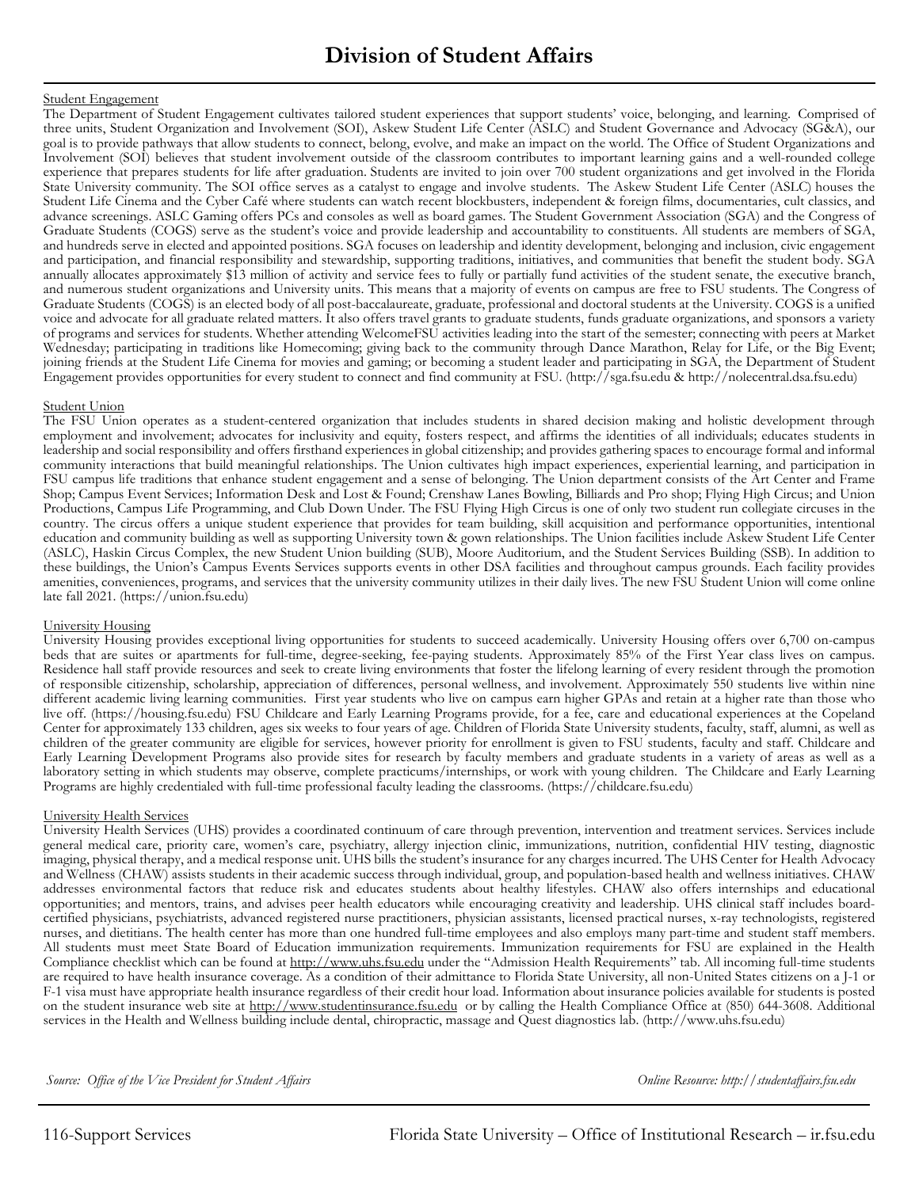# Division of Student Affairs

Student Engagement

The Department of Student Engagement cultivates tailored student experiences that support students' voice, belonging, and learning. Comprised of three units, Student Organization and Involvement (SOI), Askew Student Life Center (ASLC) and Student Governance and Advocacy (SG&A), our goal is to provide pathways that allow students to connect, belong, evolve, and make an impact on the world. The Office of Student Organizations and Involvement (SOI) believes that student involvement outside of the classroom contributes to important learning gains and a well-rounded college experience that prepares students for life after graduation. Students are invited to join over 700 student organizations and get involved in the Florida State University community. The SOI office serves as a catalyst to engage and involve students. The Askew Student Life Center (ASLC) houses the Student Life Cinema and the Cyber Café where students can watch recent blockbusters, independent & foreign films, documentaries, cult classics, and advance screenings. ASLC Gaming offers PCs and consoles as well as board games. The Student Government Association (SGA) and the Congress of Graduate Students (COGS) serve as the student's voice and provide leadership and accountability to constituents. All students are members of SGA, and hundreds serve in elected and appointed positions. SGA focuses on leadership and identity development, belonging and inclusion, civic engagement and participation, and financial responsibility and stewardship, supporting traditions, initiatives, and communities that benefit the student body. SGA annually allocates approximately $13 million of activity and service fees to fully or partially fund activities of the student senate, the executive branch, and numerous student organizations and University units. This means that a majority of events on campus are free to FSU students. The Congress of Graduate Students (COGS) is an elected body of all post-baccalaureate, graduate, professional and doctoral students at the University. COGS is a unified voice and advocate for all graduate related matters. It also offers travel grants to graduate students, funds graduate organizations, and sponsors a variety of programs and services for students. Whether attending WelcomeFSU activities leading into the start of the semester; connecting with peers at Market Wednesday; participating in traditions like Homecoming; giving back to the community through Dance Marathon, Relay for Life, or the Big Event; joining friends at the Student Life Cinema for movies and gaming; or becoming a student leader and participating in SGA, the Department of Student Engagement provides opportunities for every student to connect and find community at FSU. (http://sga.fsu.edu & http://nolecentral.dsa.fsu.edu)

Student Union

The FSU Union operates as a student-centered organization that includes students in shared decision making and holistic development through employment and involvement; advocates for inclusivity and equity, fosters respect, and affirms the identities of all individuals; educates students in leadership and social responsibility and offers firsthand experiences in global citizenship; and provides gathering spaces to encourage formal and informal community interactions that build meaningful relationships. The Union cultivates high impact experiences, experiential learning, and participation in FSU campus life traditions that enhance student engagement and a sense of belonging. The Union department consists of the Art Center and Frame Shop; Campus Event Services; Information Desk and Lost & Found; Crenshaw Lanes Bowling, Billiards and Pro shop; Flying High Circus; and Union Productions, Campus Life Programming, and Club Down Under. The FSU Flying High Circus is one of only two student run collegiate circuses in the country. The circus offers a unique student experience that provides for team building, skill acquisition and performance opportunities, intentional education and community building as well as supporting University town & gown relationships. The Union facilities include Askew Student Life Center (ASLC), Haskin Circus Complex, the new Student Union building (SUB), Moore Auditorium, and the Student Services Building (SSB). In addition to these buildings, the Union's Campus Events Services supports events in other DSA facilities and throughout campus grounds. Each facility provides amenities, conveniences, programs, and services that the university community utilizes in their daily lives. The new FSU Student Union will come online late fall 2021. (https://union.fsu.edu)

University Housing

University Housing provides exceptional living opportunities for students to succeed academically. University Housing offers over 6,700 on-campus beds that are suites or apartments for full-time, degree-seeking, fee-paying students. Approximately 85% of the First Year class lives on campus. Residence hall staff provide resources and seek to create living environments that foster the lifelong learning of every resident through the promotion of responsible citizenship, scholarship, appreciation of differences, personal wellness, and involvement. Approximately 550 students live within nine different academic living learning communities. First year students who live on campus earn higher GPAs and retain at a higher rate than those who live off. (https://housing.fsu.edu) FSU Childcare and Early Learning Programs provide, for a fee, care and educational experiences at the Copeland Center for approximately 133 children, ages six weeks to four years of age. Children of Florida State University students, faculty, staff, alumni, as well as children of the greater community are eligible for services, however priority for enrollment is given to FSU students, faculty and staff. Childcare and Early Learning Development Programs also provide sites for research by faculty members and graduate students in a variety of areas as well as a laboratory setting in which students may observe, complete practicums/internships, or work with young children. The Childcare and Early Learning Programs are highly credentialed with full-time professional faculty leading the classrooms. (https://childcare.fsu.edu)

University Health Services

University Health Services (UHS) provides a coordinated continuum of care through prevention, intervention and treatment services. Services include general medical care, priority care, women's care, psychiatry, allergy injection clinic, immunizations, nutrition, confidential HIV testing, diagnostic imaging, physical therapy, and a medical response unit. UHS bills the student's insurance for any charges incurred. The UHS Center for Health Advocacy and Wellness (CHAW) assists students in their academic success through individual, group, and population-based health and wellness initiatives. CHAW addresses environmental factors that reduce risk and educates students about healthy lifestyles. CHAW also offers internships and educational opportunities; and mentors, trains, and advises peer health educators while encouraging creativity and leadership. UHS clinical staff includes board-certified physicians, psychiatrists, advanced registered nurse practitioners, physician assistants, licensed practical nurses, x-ray technologists, registered nurses, and dietitians. The health center has more than one hundred full-time employees and also employs many part-time and student staff members. All students must meet State Board of Education immunization requirements. Immunization requirements for FSU are explained in the Health Compliance checklist which can be found at http://www.uhs.fsu.edu under the "Admission Health Requirements" tab. All incoming full-time students are required to have health insurance coverage. As a condition of their admittance to Florida State University, all non-United States citizens on a J-1 or F-1 visa must have appropriate health insurance regardless of their credit hour load. Information about insurance policies available for students is posted on the student insurance web site at http://www.studentinsurance.fsu.edu or by calling the Health Compliance Office at (850) 644-3608. Additional services in the Health and Wellness building include dental, chiropractic, massage and Quest diagnostics lab. (http://www.uhs.fsu.edu)

*Source: Office of the Vice President for Student Affairs*

*Online Resource: http://studentaffairs.fsu.edu*